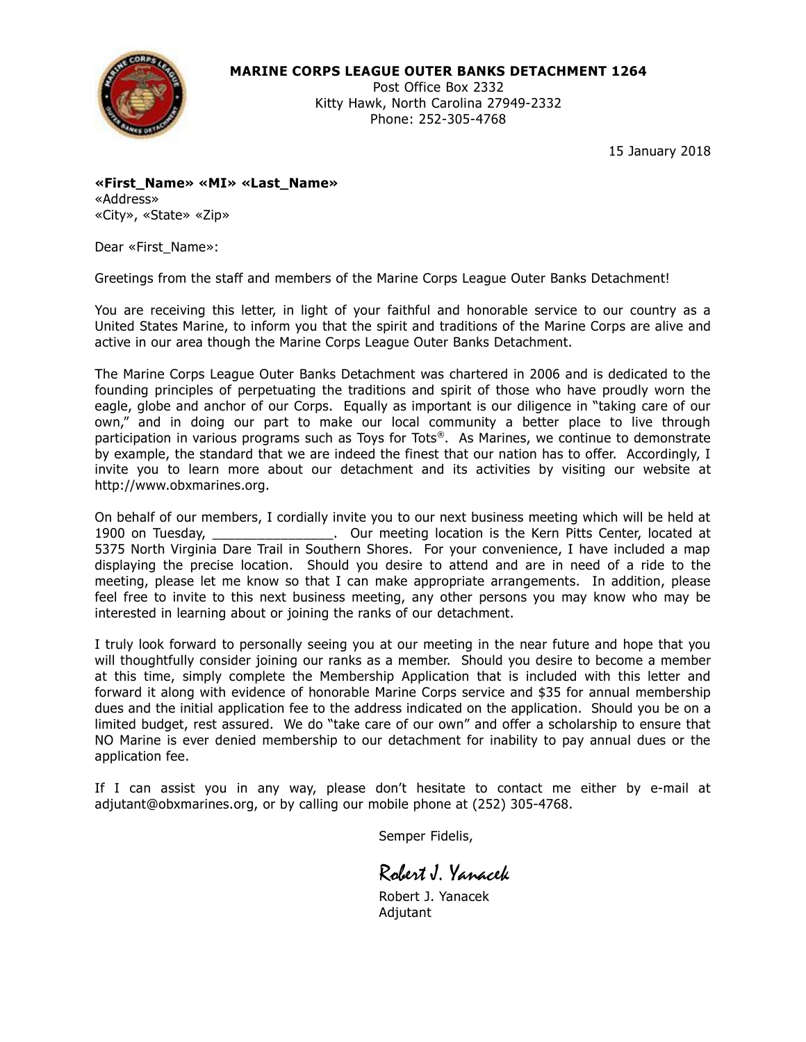**MARINE CORPS LEAGUE OUTER BANKS DETACHMENT 1264**
Post Office Box 2332
Kitty Hawk, North Carolina 27949-2332
Phone: 252-305-4768

15 January 2018

**«First_Name» «MI» «Last_Name»**
«Address»
«City», «State» «Zip»

Dear «First_Name»:

Greetings from the staff and members of the Marine Corps League Outer Banks Detachment!

You are receiving this letter, in light of your faithful and honorable service to our country as a United States Marine, to inform you that the spirit and traditions of the Marine Corps are alive and active in our area though the Marine Corps League Outer Banks Detachment.

The Marine Corps League Outer Banks Detachment was chartered in 2006 and is dedicated to the founding principles of perpetuating the traditions and spirit of those who have proudly worn the eagle, globe and anchor of our Corps. Equally as important is our diligence in "taking care of our own," and in doing our part to make our local community a better place to live through participation in various programs such as Toys for Tots®. As Marines, we continue to demonstrate by example, the standard that we are indeed the finest that our nation has to offer. Accordingly, I invite you to learn more about our detachment and its activities by visiting our website at http://www.obxmarines.org.

On behalf of our members, I cordially invite you to our next business meeting which will be held at 1900 on Tuesday, ________________. Our meeting location is the Kern Pitts Center, located at 5375 North Virginia Dare Trail in Southern Shores. For your convenience, I have included a map displaying the precise location. Should you desire to attend and are in need of a ride to the meeting, please let me know so that I can make appropriate arrangements. In addition, please feel free to invite to this next business meeting, any other persons you may know who may be interested in learning about or joining the ranks of our detachment.

I truly look forward to personally seeing you at our meeting in the near future and hope that you will thoughtfully consider joining our ranks as a member. Should you desire to become a member at this time, simply complete the Membership Application that is included with this letter and forward it along with evidence of honorable Marine Corps service and $35 for annual membership dues and the initial application fee to the address indicated on the application. Should you be on a limited budget, rest assured. We do "take care of our own" and offer a scholarship to ensure that NO Marine is ever denied membership to our detachment for inability to pay annual dues or the application fee.

If I can assist you in any way, please don't hesitate to contact me either by e-mail at adjutant@obxmarines.org, or by calling our mobile phone at (252) 305-4768.

Semper Fidelis,

*Robert J. Yanacek*

Robert J. Yanacek
Adjutant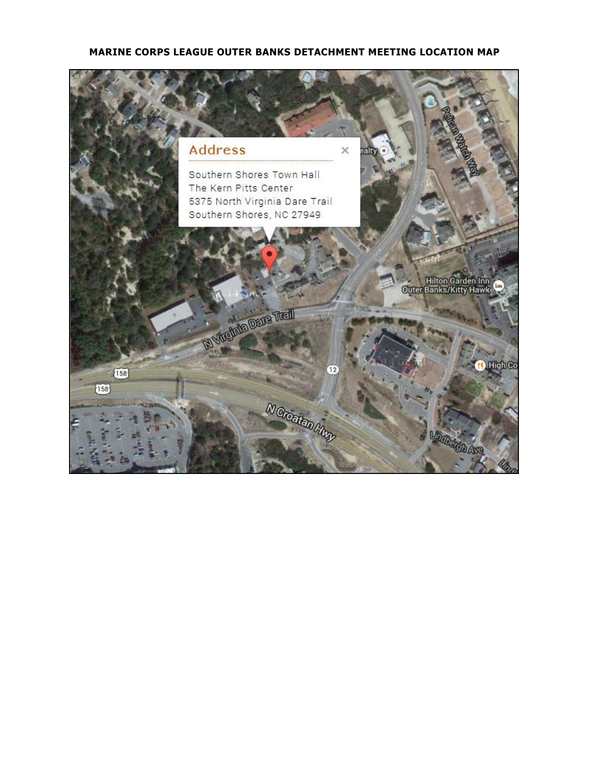**MARINE CORPS LEAGUE OUTER BANKS DETACHMENT MEETING LOCATION MAP**

Address

Southern Shores Town Hall
The Kern Pitts Center
5375 North Virginia Dare Trail
Southern Shores, NC 27949